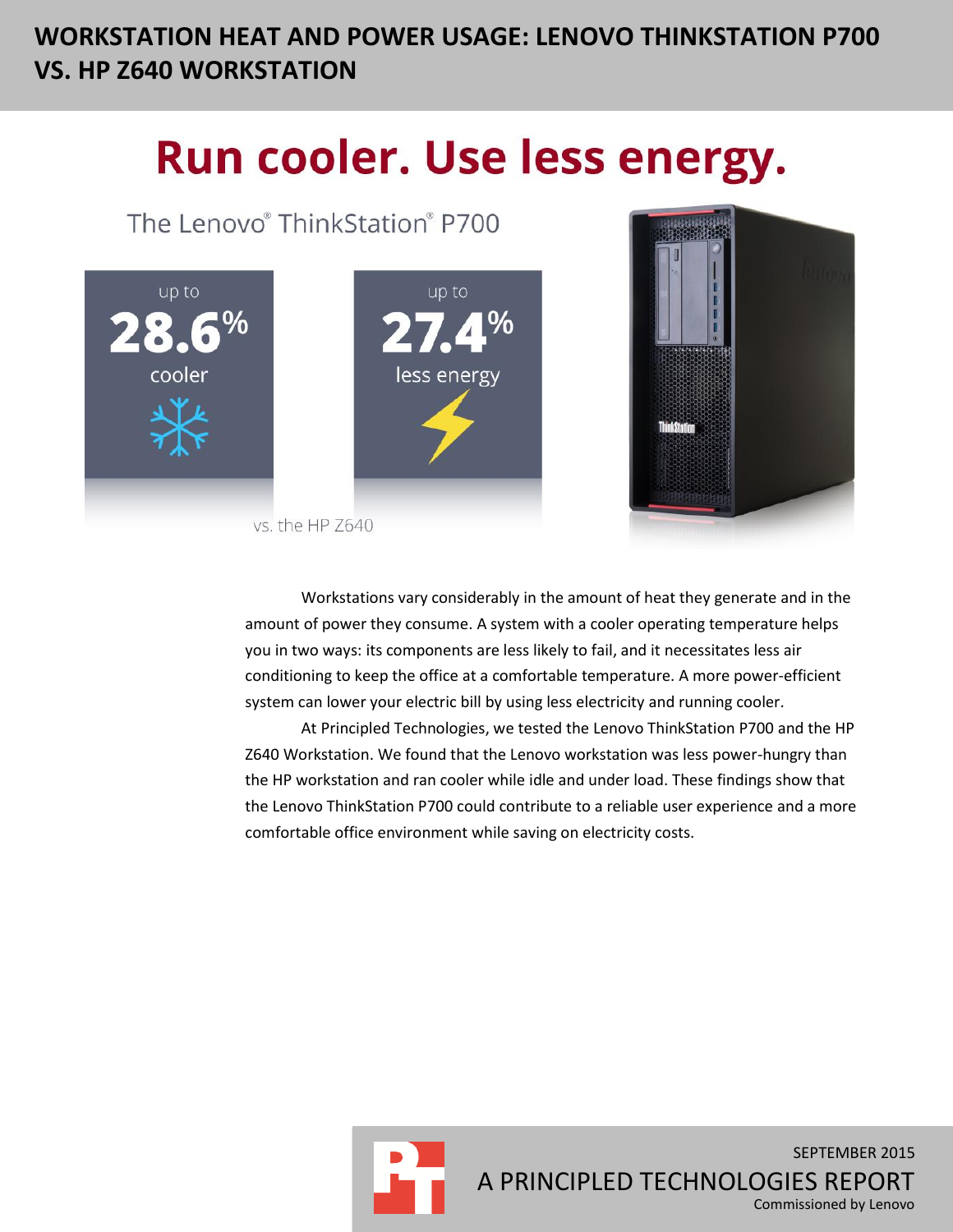# WORKSTATION HEAT AND POWER USAGE: LENOVO THINKSTATION P700 VS. HP Z640 WORKSTATION

## Run cooler. Use less energy.

The Lenovo® ThinkStation® P700

up to **28.6%** cooler

up to **27.4%** less energy

vs. the HP Z640

Workstations vary considerably in the amount of heat they generate and in the amount of power they consume. A system with a cooler operating temperature helps you in two ways: its components are less likely to fail, and it necessitates less air conditioning to keep the office at a comfortable temperature. A more power-efficient system can lower your electric bill by using less electricity and running cooler.

At Principled Technologies, we tested the Lenovo ThinkStation P700 and the HP Z640 Workstation. We found that the Lenovo workstation was less power-hungry than the HP workstation and ran cooler while idle and under load. These findings show that the Lenovo ThinkStation P700 could contribute to a reliable user experience and a more comfortable office environment while saving on electricity costs.

SEPTEMBER 2015

A PRINCIPLED TECHNOLOGIES REPORT

Commissioned by Lenovo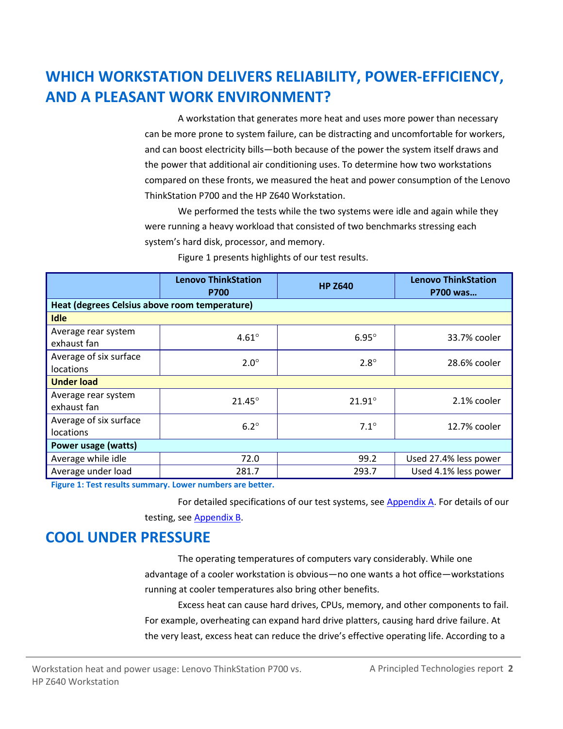## WHICH WORKSTATION DELIVERS RELIABILITY, POWER-EFFICIENCY, AND A PLEASANT WORK ENVIRONMENT?

A workstation that generates more heat and uses more power than necessary can be more prone to system failure, can be distracting and uncomfortable for workers, and can boost electricity bills—both because of the power the system itself draws and the power that additional air conditioning uses. To determine how two workstations compared on these fronts, we measured the heat and power consumption of the Lenovo ThinkStation P700 and the HP Z640 Workstation.

We performed the tests while the two systems were idle and again while they were running a heavy workload that consisted of two benchmarks stressing each system's hard disk, processor, and memory.

Figure 1 presents highlights of our test results.

| | Lenovo ThinkStation P700 | HP Z640 | Lenovo ThinkStation P700 was… |
|---|---|---|---|
| **Heat (degrees Celsius above room temperature)** | | | |
| **Idle** | | | |
| Average rear system exhaust fan | 4.61° | 6.95° | 33.7% cooler |
| Average of six surface locations | 2.0° | 2.8° | 28.6% cooler |
| **Under load** | | | |
| Average rear system exhaust fan | 21.45° | 21.91° | 2.1% cooler |
| Average of six surface locations | 6.2° | 7.1° | 12.7% cooler |
| **Power usage (watts)** | | | |
| Average while idle | 72.0 | 99.2 | Used 27.4% less power |
| Average under load | 281.7 | 293.7 | Used 4.1% less power |

**Figure 1: Test results summary. Lower numbers are better.**

For detailed specifications of our test systems, see Appendix A. For details of our testing, see Appendix B.

## COOL UNDER PRESSURE

The operating temperatures of computers vary considerably. While one advantage of a cooler workstation is obvious—no one wants a hot office—workstations running at cooler temperatures also bring other benefits.

Excess heat can cause hard drives, CPUs, memory, and other components to fail. For example, overheating can expand hard drive platters, causing hard drive failure. At the very least, excess heat can reduce the drive's effective operating life. According to a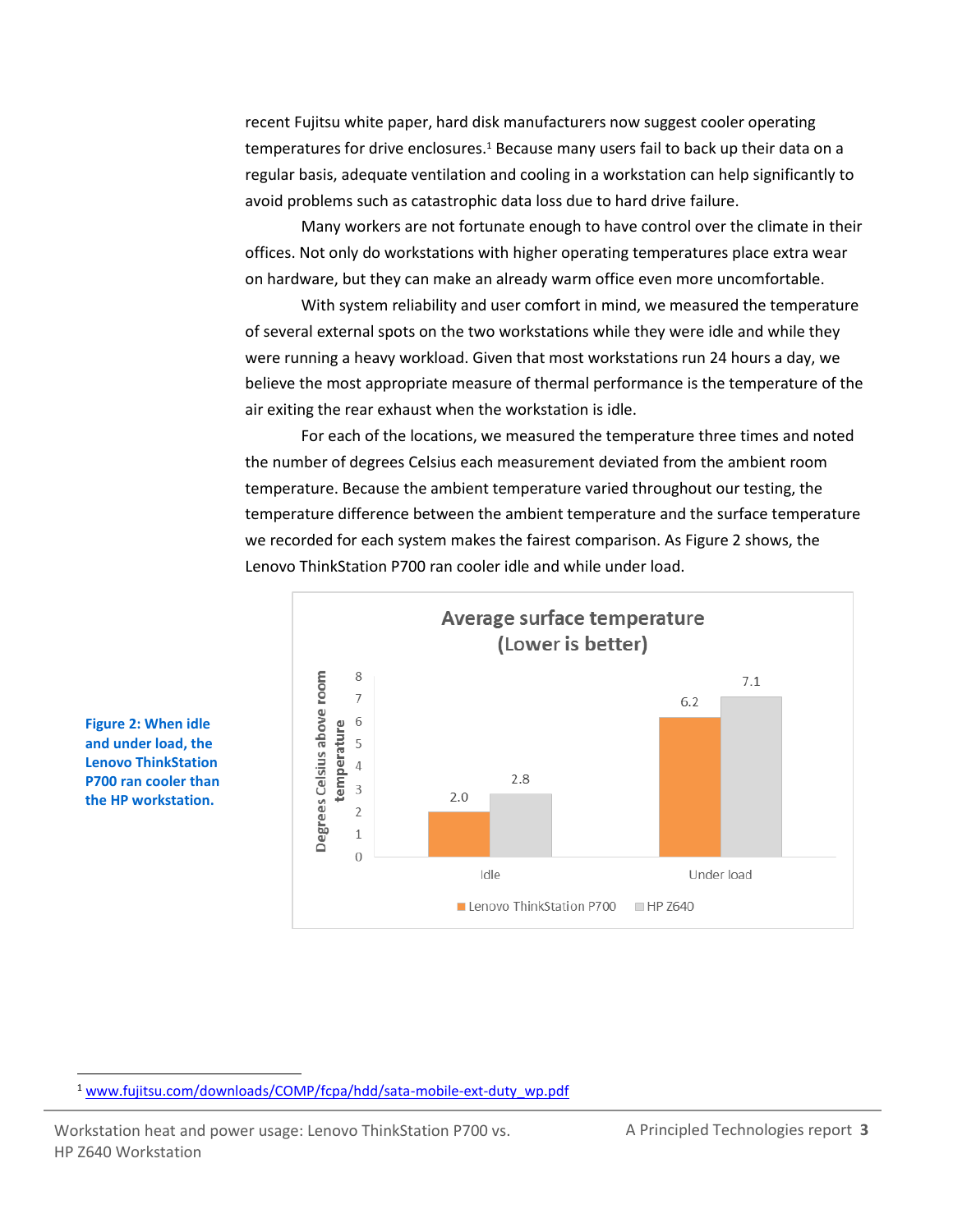recent Fujitsu white paper, hard disk manufacturers now suggest cooler operating temperatures for drive enclosures.[1] Because many users fail to back up their data on a regular basis, adequate ventilation and cooling in a workstation can help significantly to avoid problems such as catastrophic data loss due to hard drive failure.

Many workers are not fortunate enough to have control over the climate in their offices. Not only do workstations with higher operating temperatures place extra wear on hardware, but they can make an already warm office even more uncomfortable.

With system reliability and user comfort in mind, we measured the temperature of several external spots on the two workstations while they were idle and while they were running a heavy workload. Given that most workstations run 24 hours a day, we believe the most appropriate measure of thermal performance is the temperature of the air exiting the rear exhaust when the workstation is idle.

For each of the locations, we measured the temperature three times and noted the number of degrees Celsius each measurement deviated from the ambient room temperature. Because the ambient temperature varied throughout our testing, the temperature difference between the ambient temperature and the surface temperature we recorded for each system makes the fairest comparison. As Figure 2 shows, the Lenovo ThinkStation P700 ran cooler idle and while under load.

**Average surface temperature (Lower is better)**

Degrees Celsius above room temperature

| | Lenovo ThinkStation P700 | HP Z640 |
|---|---|---|
| Idle | 2.0 | 2.8 |
| Under load | 6.2 | 7.1 |

**Figure 2: When idle and under load, the Lenovo ThinkStation P700 ran cooler than the HP workstation.**

---

[1] www.fujitsu.com/downloads/COMP/fcpa/hdd/sata-mobile-ext-duty_wp.pdf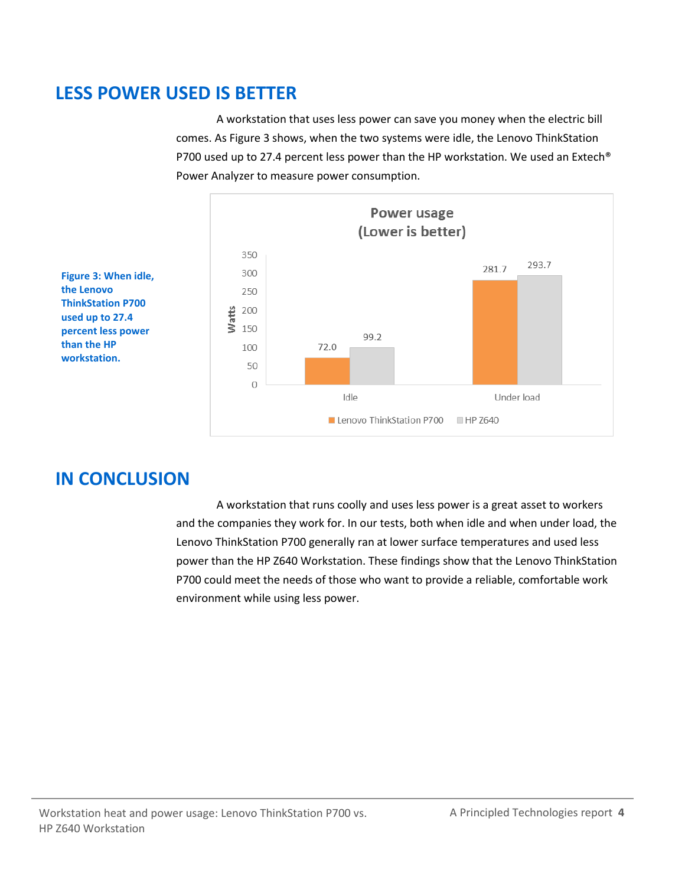## LESS POWER USED IS BETTER

A workstation that uses less power can save you money when the electric bill comes. As Figure 3 shows, when the two systems were idle, the Lenovo ThinkStation P700 used up to 27.4 percent less power than the HP workstation. We used an Extech® Power Analyzer to measure power consumption.

**Power usage (Lower is better)**

| Watts | Lenovo ThinkStation P700 | HP Z640 |
|---|---|---|
| Idle | 72.0 | 99.2 |
| Under load | 281.7 | 293.7 |

**Figure 3: When idle, the Lenovo ThinkStation P700 used up to 27.4 percent less power than the HP workstation.**

## IN CONCLUSION

A workstation that runs coolly and uses less power is a great asset to workers and the companies they work for. In our tests, both when idle and when under load, the Lenovo ThinkStation P700 generally ran at lower surface temperatures and used less power than the HP Z640 Workstation. These findings show that the Lenovo ThinkStation P700 could meet the needs of those who want to provide a reliable, comfortable work environment while using less power.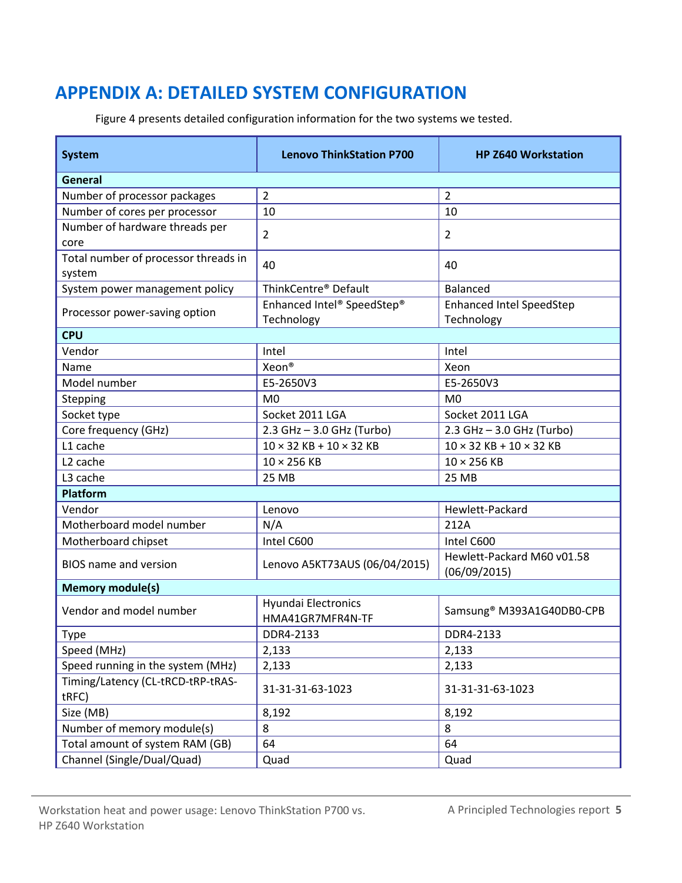# APPENDIX A: DETAILED SYSTEM CONFIGURATION

Figure 4 presents detailed configuration information for the two systems we tested.

| System | Lenovo ThinkStation P700 | HP Z640 Workstation |
|---|---|---|
| **General** | | |
| Number of processor packages | 2 | 2 |
| Number of cores per processor | 10 | 10 |
| Number of hardware threads per core | 2 | 2 |
| Total number of processor threads in system | 40 | 40 |
| System power management policy | ThinkCentre® Default | Balanced |
| Processor power-saving option | Enhanced Intel® SpeedStep® Technology | Enhanced Intel SpeedStep Technology |
| **CPU** | | |
| Vendor | Intel | Intel |
| Name | Xeon® | Xeon |
| Model number | E5-2650V3 | E5-2650V3 |
| Stepping | M0 | M0 |
| Socket type | Socket 2011 LGA | Socket 2011 LGA |
| Core frequency (GHz) | 2.3 GHz – 3.0 GHz (Turbo) | 2.3 GHz – 3.0 GHz (Turbo) |
| L1 cache | 10 × 32 KB + 10 × 32 KB | 10 × 32 KB + 10 × 32 KB |
| L2 cache | 10 × 256 KB | 10 × 256 KB |
| L3 cache | 25 MB | 25 MB |
| **Platform** | | |
| Vendor | Lenovo | Hewlett-Packard |
| Motherboard model number | N/A | 212A |
| Motherboard chipset | Intel C600 | Intel C600 |
| BIOS name and version | Lenovo A5KT73AUS (06/04/2015) | Hewlett-Packard M60 v01.58 (06/09/2015) |
| **Memory module(s)** | | |
| Vendor and model number | Hyundai Electronics HMA41GR7MFR4N-TF | Samsung® M393A1G40DB0-CPB |
| Type | DDR4-2133 | DDR4-2133 |
| Speed (MHz) | 2,133 | 2,133 |
| Speed running in the system (MHz) | 2,133 | 2,133 |
| Timing/Latency (CL-tRCD-tRP-tRAS-tRFC) | 31-31-31-63-1023 | 31-31-31-63-1023 |
| Size (MB) | 8,192 | 8,192 |
| Number of memory module(s) | 8 | 8 |
| Total amount of system RAM (GB) | 64 | 64 |
| Channel (Single/Dual/Quad) | Quad | Quad |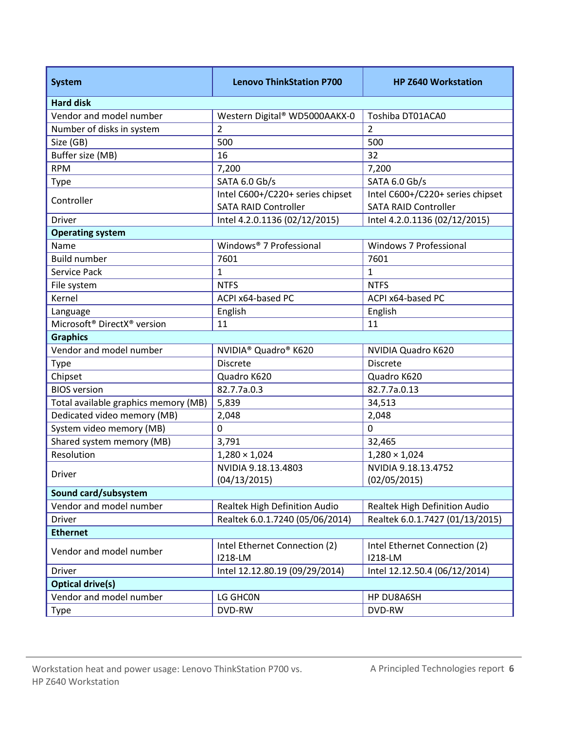| System | Lenovo ThinkStation P700 | HP Z640 Workstation |
| --- | --- | --- |
| **Hard disk** | | |
| Vendor and model number | Western Digital® WD5000AAKX-0 | Toshiba DT01ACA0 |
| Number of disks in system | 2 | 2 |
| Size (GB) | 500 | 500 |
| Buffer size (MB) | 16 | 32 |
| RPM | 7,200 | 7,200 |
| Type | SATA 6.0 Gb/s | SATA 6.0 Gb/s |
| Controller | Intel C600+/C220+ series chipset SATA RAID Controller | Intel C600+/C220+ series chipset SATA RAID Controller |
| Driver | Intel 4.2.0.1136 (02/12/2015) | Intel 4.2.0.1136 (02/12/2015) |
| **Operating system** | | |
| Name | Windows® 7 Professional | Windows 7 Professional |
| Build number | 7601 | 7601 |
| Service Pack | 1 | 1 |
| File system | NTFS | NTFS |
| Kernel | ACPI x64-based PC | ACPI x64-based PC |
| Language | English | English |
| Microsoft® DirectX® version | 11 | 11 |
| **Graphics** | | |
| Vendor and model number | NVIDIA® Quadro® K620 | NVIDIA Quadro K620 |
| Type | Discrete | Discrete |
| Chipset | Quadro K620 | Quadro K620 |
| BIOS version | 82.7.7a.0.3 | 82.7.7a.0.13 |
| Total available graphics memory (MB) | 5,839 | 34,513 |
| Dedicated video memory (MB) | 2,048 | 2,048 |
| System video memory (MB) | 0 | 0 |
| Shared system memory (MB) | 3,791 | 32,465 |
| Resolution | 1,280 × 1,024 | 1,280 × 1,024 |
| Driver | NVIDIA 9.18.13.4803 (04/13/2015) | NVIDIA 9.18.13.4752 (02/05/2015) |
| **Sound card/subsystem** | | |
| Vendor and model number | Realtek High Definition Audio | Realtek High Definition Audio |
| Driver | Realtek 6.0.1.7240 (05/06/2014) | Realtek 6.0.1.7427 (01/13/2015) |
| **Ethernet** | | |
| Vendor and model number | Intel Ethernet Connection (2) I218-LM | Intel Ethernet Connection (2) I218-LM |
| Driver | Intel 12.12.80.19 (09/29/2014) | Intel 12.12.50.4 (06/12/2014) |
| **Optical drive(s)** | | |
| Vendor and model number | LG GHC0N | HP DU8A6SH |
| Type | DVD-RW | DVD-RW |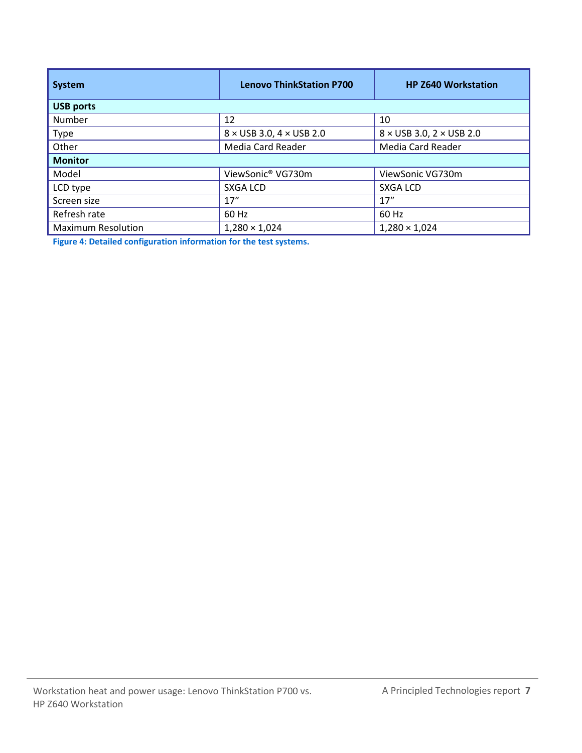| System | Lenovo ThinkStation P700 | HP Z640 Workstation |
|---|---|---|
| **USB ports** | | |
| Number | 12 | 10 |
| Type | 8 × USB 3.0, 4 × USB 2.0 | 8 × USB 3.0, 2 × USB 2.0 |
| Other | Media Card Reader | Media Card Reader |
| **Monitor** | | |
| Model | ViewSonic® VG730m | ViewSonic VG730m |
| LCD type | SXGA LCD | SXGA LCD |
| Screen size | 17″ | 17″ |
| Refresh rate | 60 Hz | 60 Hz |
| Maximum Resolution | 1,280 × 1,024 | 1,280 × 1,024 |

**Figure 4: Detailed configuration information for the test systems.**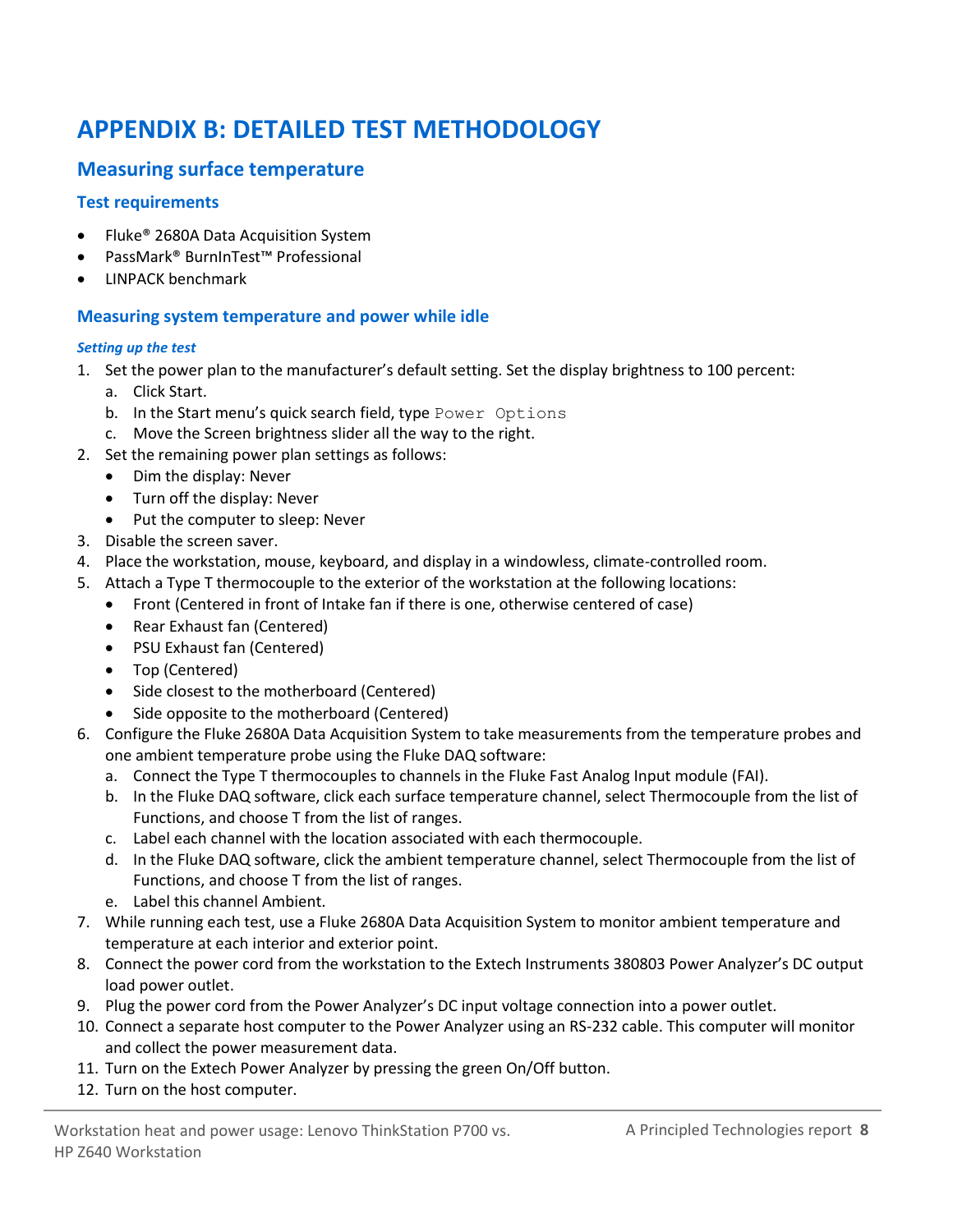# APPENDIX B: DETAILED TEST METHODOLOGY

## Measuring surface temperature

### Test requirements

- Fluke® 2680A Data Acquisition System
- PassMark® BurnInTest™ Professional
- LINPACK benchmark

### Measuring system temperature and power while idle

#### *Setting up the test*

1. Set the power plan to the manufacturer's default setting. Set the display brightness to 100 percent:
   a. Click Start.
   b. In the Start menu's quick search field, type `Power Options`
   c. Move the Screen brightness slider all the way to the right.
2. Set the remaining power plan settings as follows:
   - Dim the display: Never
   - Turn off the display: Never
   - Put the computer to sleep: Never
3. Disable the screen saver.
4. Place the workstation, mouse, keyboard, and display in a windowless, climate-controlled room.
5. Attach a Type T thermocouple to the exterior of the workstation at the following locations:
   - Front (Centered in front of Intake fan if there is one, otherwise centered of case)
   - Rear Exhaust fan (Centered)
   - PSU Exhaust fan (Centered)
   - Top (Centered)
   - Side closest to the motherboard (Centered)
   - Side opposite to the motherboard (Centered)
6. Configure the Fluke 2680A Data Acquisition System to take measurements from the temperature probes and one ambient temperature probe using the Fluke DAQ software:
   a. Connect the Type T thermocouples to channels in the Fluke Fast Analog Input module (FAI).
   b. In the Fluke DAQ software, click each surface temperature channel, select Thermocouple from the list of Functions, and choose T from the list of ranges.
   c. Label each channel with the location associated with each thermocouple.
   d. In the Fluke DAQ software, click the ambient temperature channel, select Thermocouple from the list of Functions, and choose T from the list of ranges.
   e. Label this channel Ambient.
7. While running each test, use a Fluke 2680A Data Acquisition System to monitor ambient temperature and temperature at each interior and exterior point.
8. Connect the power cord from the workstation to the Extech Instruments 380803 Power Analyzer's DC output load power outlet.
9. Plug the power cord from the Power Analyzer's DC input voltage connection into a power outlet.
10. Connect a separate host computer to the Power Analyzer using an RS-232 cable. This computer will monitor and collect the power measurement data.
11. Turn on the Extech Power Analyzer by pressing the green On/Off button.
12. Turn on the host computer.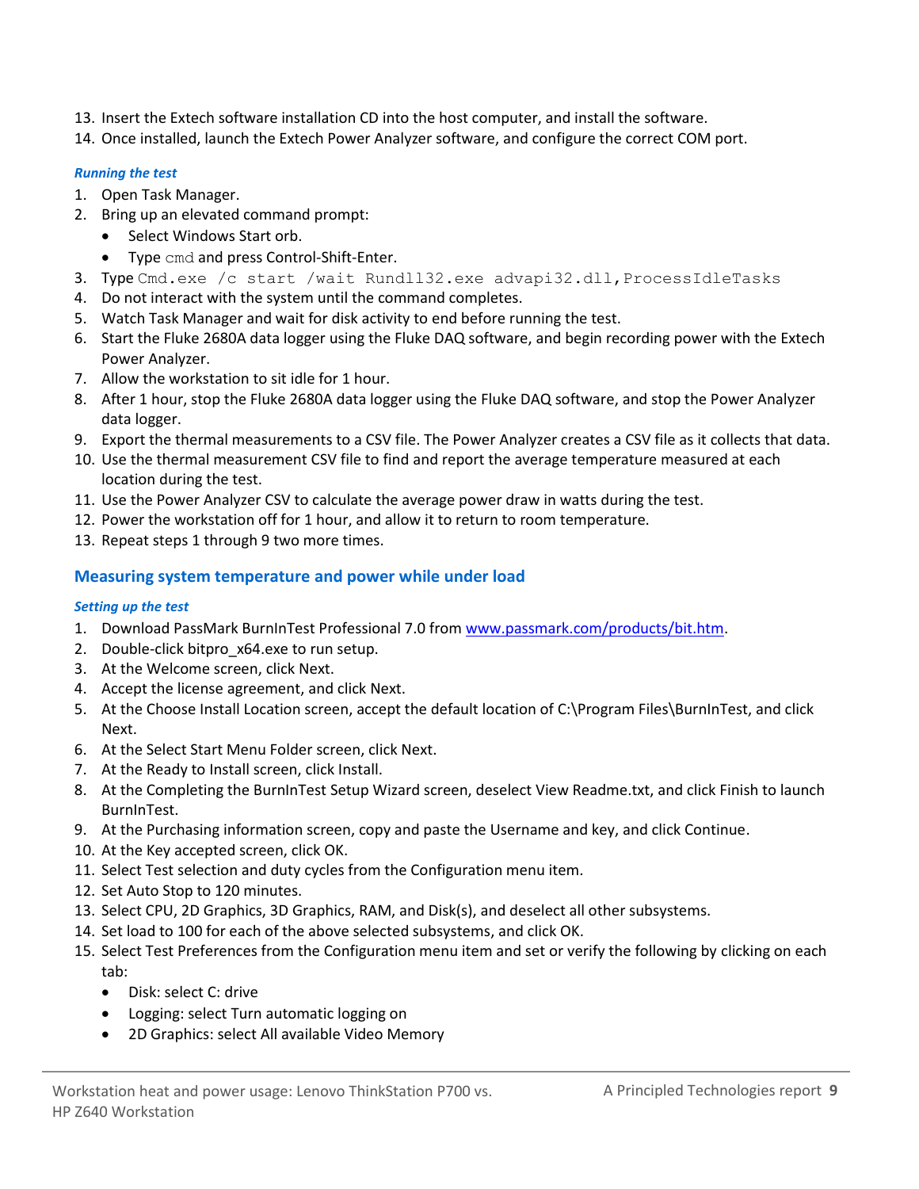13. Insert the Extech software installation CD into the host computer, and install the software.
14. Once installed, launch the Extech Power Analyzer software, and configure the correct COM port.

#### *Running the test*

1. Open Task Manager.
2. Bring up an elevated command prompt:
   - Select Windows Start orb.
   - Type `cmd` and press Control-Shift-Enter.
3. Type `Cmd.exe /c start /wait Rundll32.exe advapi32.dll,ProcessIdleTasks`
4. Do not interact with the system until the command completes.
5. Watch Task Manager and wait for disk activity to end before running the test.
6. Start the Fluke 2680A data logger using the Fluke DAQ software, and begin recording power with the Extech Power Analyzer.
7. Allow the workstation to sit idle for 1 hour.
8. After 1 hour, stop the Fluke 2680A data logger using the Fluke DAQ software, and stop the Power Analyzer data logger.
9. Export the thermal measurements to a CSV file. The Power Analyzer creates a CSV file as it collects that data.
10. Use the thermal measurement CSV file to find and report the average temperature measured at each location during the test.
11. Use the Power Analyzer CSV to calculate the average power draw in watts during the test.
12. Power the workstation off for 1 hour, and allow it to return to room temperature.
13. Repeat steps 1 through 9 two more times.

### Measuring system temperature and power while under load

#### *Setting up the test*

1. Download PassMark BurnInTest Professional 7.0 from www.passmark.com/products/bit.htm.
2. Double-click bitpro_x64.exe to run setup.
3. At the Welcome screen, click Next.
4. Accept the license agreement, and click Next.
5. At the Choose Install Location screen, accept the default location of C:\Program Files\BurnInTest, and click Next.
6. At the Select Start Menu Folder screen, click Next.
7. At the Ready to Install screen, click Install.
8. At the Completing the BurnInTest Setup Wizard screen, deselect View Readme.txt, and click Finish to launch BurnInTest.
9. At the Purchasing information screen, copy and paste the Username and key, and click Continue.
10. At the Key accepted screen, click OK.
11. Select Test selection and duty cycles from the Configuration menu item.
12. Set Auto Stop to 120 minutes.
13. Select CPU, 2D Graphics, 3D Graphics, RAM, and Disk(s), and deselect all other subsystems.
14. Set load to 100 for each of the above selected subsystems, and click OK.
15. Select Test Preferences from the Configuration menu item and set or verify the following by clicking on each tab:
    - Disk: select C: drive
    - Logging: select Turn automatic logging on
    - 2D Graphics: select All available Video Memory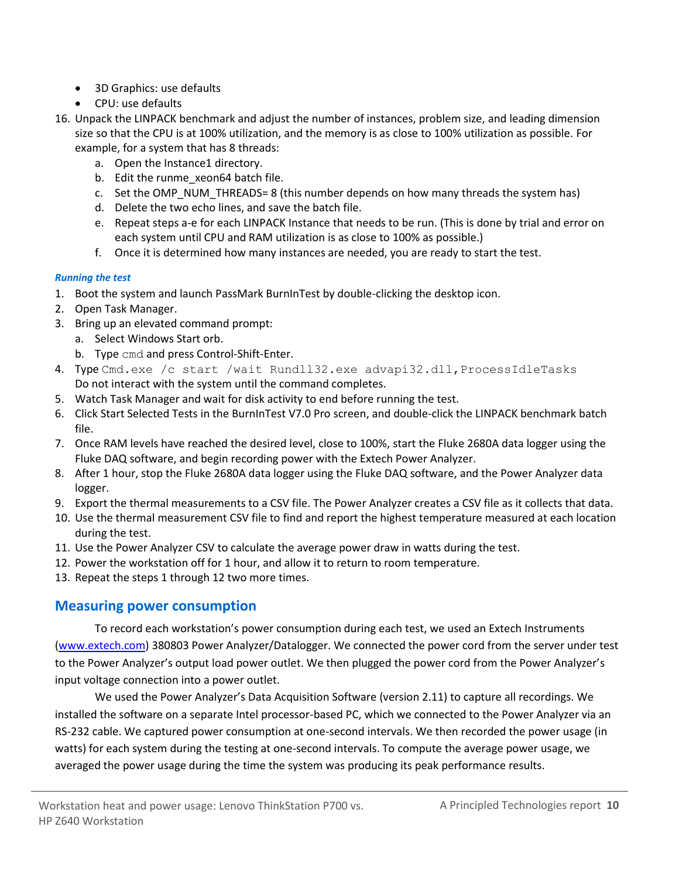- 3D Graphics: use defaults
- CPU: use defaults

16. Unpack the LINPACK benchmark and adjust the number of instances, problem size, and leading dimension size so that the CPU is at 100% utilization, and the memory is as close to 100% utilization as possible. For example, for a system that has 8 threads:
    a. Open the Instance1 directory.
    b. Edit the runme_xeon64 batch file.
    c. Set the OMP_NUM_THREADS= 8 (this number depends on how many threads the system has)
    d. Delete the two echo lines, and save the batch file.
    e. Repeat steps a-e for each LINPACK Instance that needs to be run. (This is done by trial and error on each system until CPU and RAM utilization is as close to 100% as possible.)
    f. Once it is determined how many instances are needed, you are ready to start the test.

***Running the test***

1. Boot the system and launch PassMark BurnInTest by double-clicking the desktop icon.
2. Open Task Manager.
3. Bring up an elevated command prompt:
    a. Select Windows Start orb.
    b. Type `cmd` and press Control-Shift-Enter.
4. Type `Cmd.exe /c start /wait Rundll32.exe advapi32.dll,ProcessIdleTasks`
   Do not interact with the system until the command completes.
5. Watch Task Manager and wait for disk activity to end before running the test.
6. Click Start Selected Tests in the BurnInTest V7.0 Pro screen, and double-click the LINPACK benchmark batch file.
7. Once RAM levels have reached the desired level, close to 100%, start the Fluke 2680A data logger using the Fluke DAQ software, and begin recording power with the Extech Power Analyzer.
8. After 1 hour, stop the Fluke 2680A data logger using the Fluke DAQ software, and the Power Analyzer data logger.
9. Export the thermal measurements to a CSV file. The Power Analyzer creates a CSV file as it collects that data.
10. Use the thermal measurement CSV file to find and report the highest temperature measured at each location during the test.
11. Use the Power Analyzer CSV to calculate the average power draw in watts during the test.
12. Power the workstation off for 1 hour, and allow it to return to room temperature.
13. Repeat the steps 1 through 12 two more times.

## Measuring power consumption

To record each workstation's power consumption during each test, we used an Extech Instruments (www.extech.com) 380803 Power Analyzer/Datalogger. We connected the power cord from the server under test to the Power Analyzer's output load power outlet. We then plugged the power cord from the Power Analyzer's input voltage connection into a power outlet.

We used the Power Analyzer's Data Acquisition Software (version 2.11) to capture all recordings. We installed the software on a separate Intel processor-based PC, which we connected to the Power Analyzer via an RS-232 cable. We captured power consumption at one-second intervals. We then recorded the power usage (in watts) for each system during the testing at one-second intervals. To compute the average power usage, we averaged the power usage during the time the system was producing its peak performance results.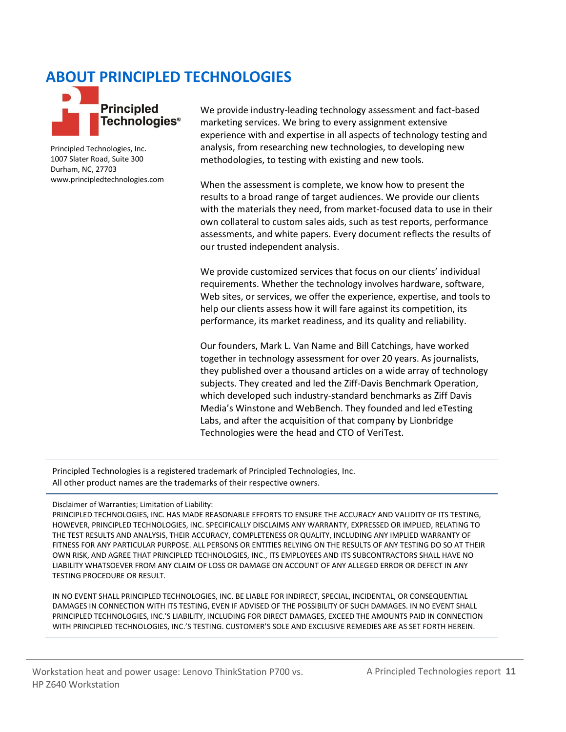# ABOUT PRINCIPLED TECHNOLOGIES

Principled Technologies, Inc.
1007 Slater Road, Suite 300
Durham, NC, 27703
www.principledtechnologies.com

We provide industry-leading technology assessment and fact-based marketing services. We bring to every assignment extensive experience with and expertise in all aspects of technology testing and analysis, from researching new technologies, to developing new methodologies, to testing with existing and new tools.

When the assessment is complete, we know how to present the results to a broad range of target audiences. We provide our clients with the materials they need, from market-focused data to use in their own collateral to custom sales aids, such as test reports, performance assessments, and white papers. Every document reflects the results of our trusted independent analysis.

We provide customized services that focus on our clients' individual requirements. Whether the technology involves hardware, software, Web sites, or services, we offer the experience, expertise, and tools to help our clients assess how it will fare against its competition, its performance, its market readiness, and its quality and reliability.

Our founders, Mark L. Van Name and Bill Catchings, have worked together in technology assessment for over 20 years. As journalists, they published over a thousand articles on a wide array of technology subjects. They created and led the Ziff-Davis Benchmark Operation, which developed such industry-standard benchmarks as Ziff Davis Media's Winstone and WebBench. They founded and led eTesting Labs, and after the acquisition of that company by Lionbridge Technologies were the head and CTO of VeriTest.

---

Principled Technologies is a registered trademark of Principled Technologies, Inc.
All other product names are the trademarks of their respective owners.

---

Disclaimer of Warranties; Limitation of Liability:
PRINCIPLED TECHNOLOGIES, INC. HAS MADE REASONABLE EFFORTS TO ENSURE THE ACCURACY AND VALIDITY OF ITS TESTING, HOWEVER, PRINCIPLED TECHNOLOGIES, INC. SPECIFICALLY DISCLAIMS ANY WARRANTY, EXPRESSED OR IMPLIED, RELATING TO THE TEST RESULTS AND ANALYSIS, THEIR ACCURACY, COMPLETENESS OR QUALITY, INCLUDING ANY IMPLIED WARRANTY OF FITNESS FOR ANY PARTICULAR PURPOSE. ALL PERSONS OR ENTITIES RELYING ON THE RESULTS OF ANY TESTING DO SO AT THEIR OWN RISK, AND AGREE THAT PRINCIPLED TECHNOLOGIES, INC., ITS EMPLOYEES AND ITS SUBCONTRACTORS SHALL HAVE NO LIABILITY WHATSOEVER FROM ANY CLAIM OF LOSS OR DAMAGE ON ACCOUNT OF ANY ALLEGED ERROR OR DEFECT IN ANY TESTING PROCEDURE OR RESULT.

IN NO EVENT SHALL PRINCIPLED TECHNOLOGIES, INC. BE LIABLE FOR INDIRECT, SPECIAL, INCIDENTAL, OR CONSEQUENTIAL DAMAGES IN CONNECTION WITH ITS TESTING, EVEN IF ADVISED OF THE POSSIBILITY OF SUCH DAMAGES. IN NO EVENT SHALL PRINCIPLED TECHNOLOGIES, INC.'S LIABILITY, INCLUDING FOR DIRECT DAMAGES, EXCEED THE AMOUNTS PAID IN CONNECTION WITH PRINCIPLED TECHNOLOGIES, INC.'S TESTING. CUSTOMER'S SOLE AND EXCLUSIVE REMEDIES ARE AS SET FORTH HEREIN.